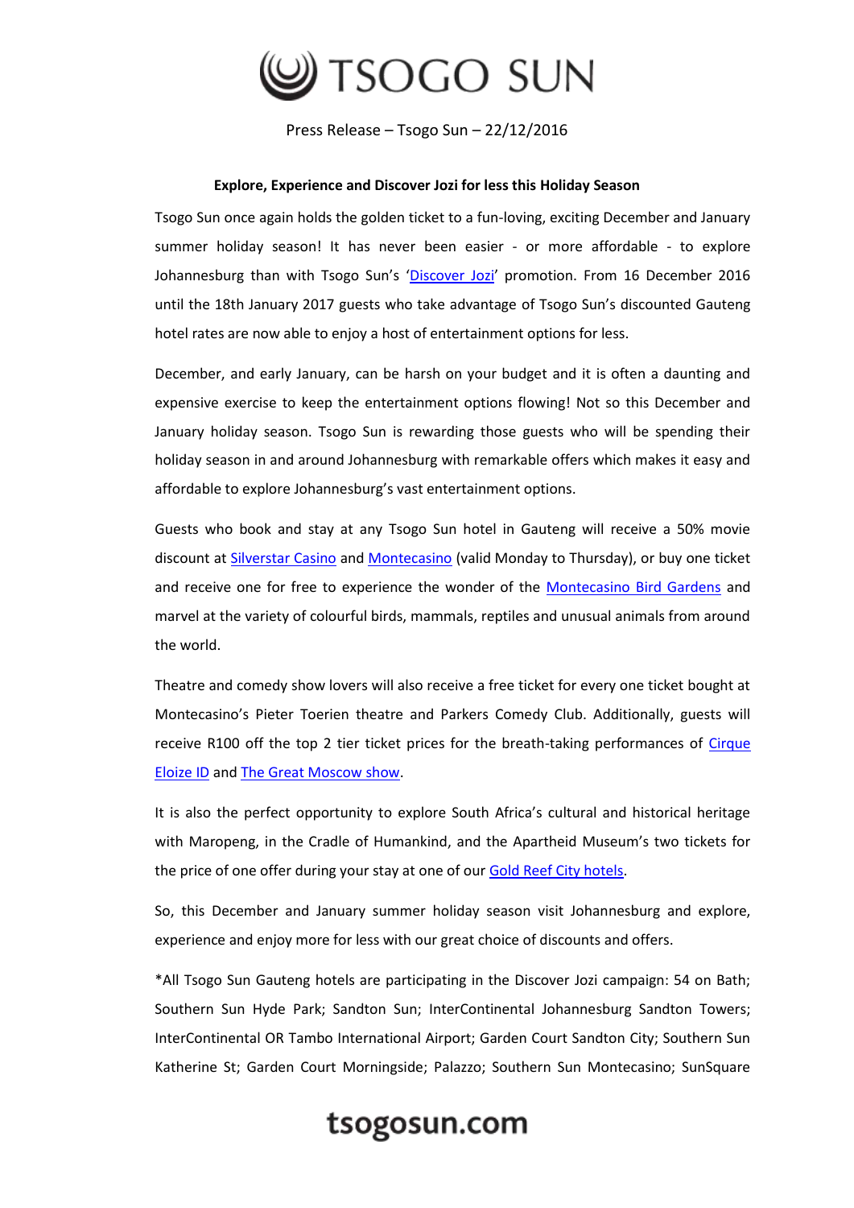# TSOGO SUN

Press Release – Tsogo Sun – 22/12/2016

**Explore, Experience and Discover Jozi for less this Holiday Season**

Tsogo Sun once again holds the golden ticket to a fun-loving, exciting December and January summer holiday season! It has never been easier - or more affordable - to explore Johannesburg than with Tsogo Sun's 'Discover Jozi' promotion. From 16 December 2016 until the 18th January 2017 guests who take advantage of Tsogo Sun's discounted Gauteng hotel rates are now able to enjoy a host of entertainment options for less.

December, and early January, can be harsh on your budget and it is often a daunting and expensive exercise to keep the entertainment options flowing! Not so this December and January holiday season. Tsogo Sun is rewarding those guests who will be spending their holiday season in and around Johannesburg with remarkable offers which makes it easy and affordable to explore Johannesburg's vast entertainment options.

Guests who book and stay at any Tsogo Sun hotel in Gauteng will receive a 50% movie discount at Silverstar Casino and Montecasino (valid Monday to Thursday), or buy one ticket and receive one for free to experience the wonder of the Montecasino Bird Gardens and marvel at the variety of colourful birds, mammals, reptiles and unusual animals from around the world.

Theatre and comedy show lovers will also receive a free ticket for every one ticket bought at Montecasino's Pieter Toerien theatre and Parkers Comedy Club. Additionally, guests will receive R100 off the top 2 tier ticket prices for the breath-taking performances of Cirque Eloize ID and The Great Moscow show.

It is also the perfect opportunity to explore South Africa's cultural and historical heritage with Maropeng, in the Cradle of Humankind, and the Apartheid Museum's two tickets for the price of one offer during your stay at one of our Gold Reef City hotels.

So, this December and January summer holiday season visit Johannesburg and explore, experience and enjoy more for less with our great choice of discounts and offers.

*All Tsogo Sun Gauteng hotels are participating in the Discover Jozi campaign: 54 on Bath; Southern Sun Hyde Park; Sandton Sun; InterContinental Johannesburg Sandton Towers; InterContinental OR Tambo International Airport; Garden Court Sandton City; Southern Sun Katherine St; Garden Court Morningside; Palazzo; Southern Sun Montecasino; SunSquare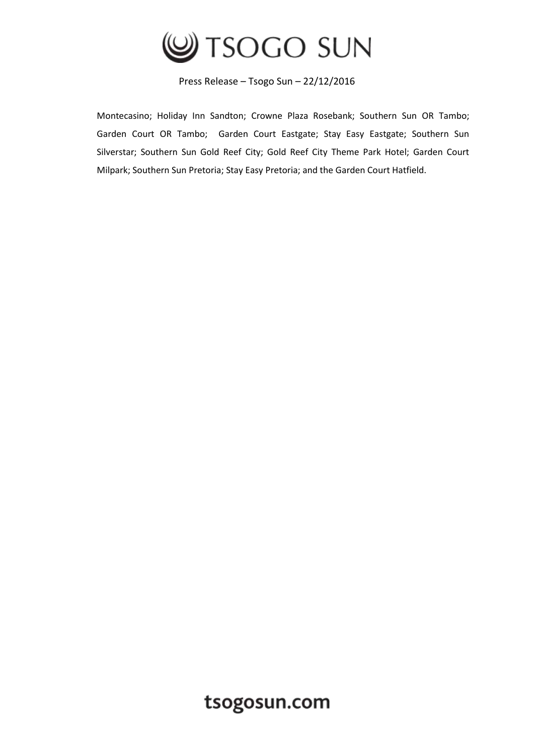Montecasino; Holiday Inn Sandton; Crowne Plaza Rosebank; Southern Sun OR Tambo; Garden Court OR Tambo; Garden Court Eastgate; Stay Easy Eastgate; Southern Sun Silverstar; Southern Sun Gold Reef City; Gold Reef City Theme Park Hotel; Garden Court Milpark; Southern Sun Pretoria; Stay Easy Pretoria; and the Garden Court Hatfield.